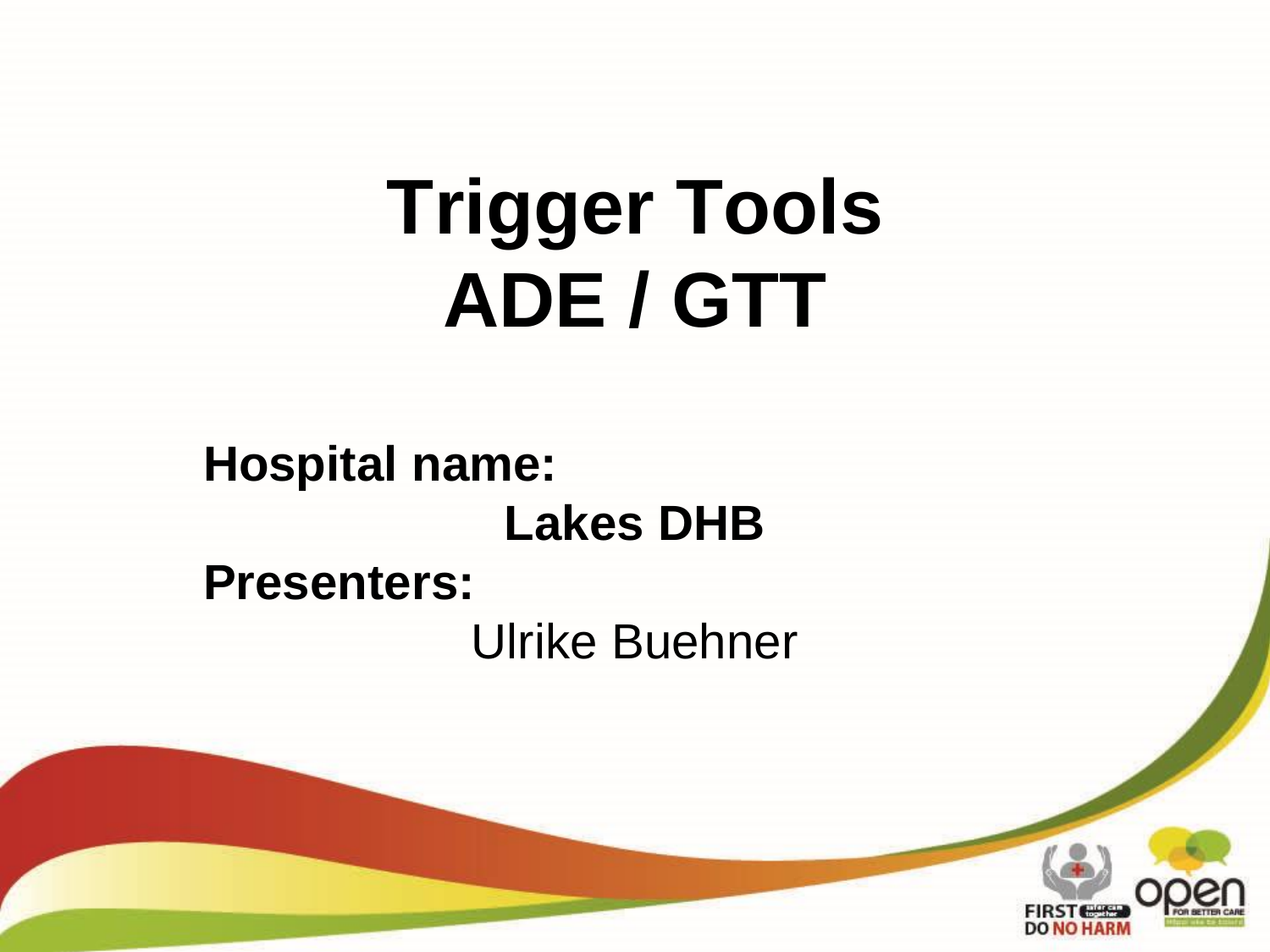# Trigger Tools
# ADE / GTT

**Hospital name:**

**Lakes DHB**

**Presenters:**

Ulrike Buehner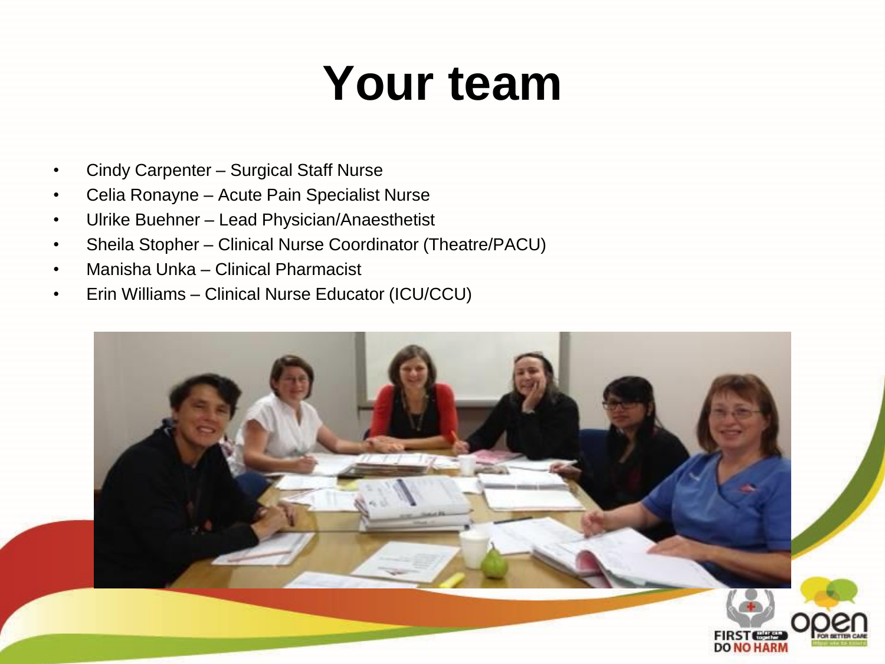# Your team

- Cindy Carpenter – Surgical Staff Nurse
- Celia Ronayne – Acute Pain Specialist Nurse
- Ulrike Buehner – Lead Physician/Anaesthetist
- Sheila Stopher – Clinical Nurse Coordinator (Theatre/PACU)
- Manisha Unka – Clinical Pharmacist
- Erin Williams – Clinical Nurse Educator (ICU/CCU)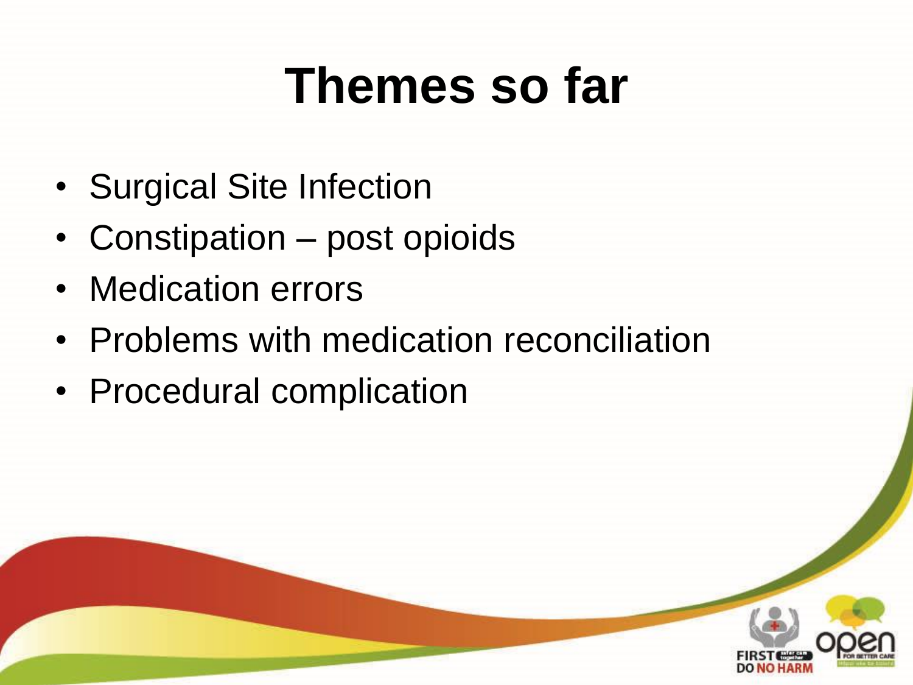# Themes so far

- Surgical Site Infection
- Constipation – post opioids
- Medication errors
- Problems with medication reconciliation
- Procedural complication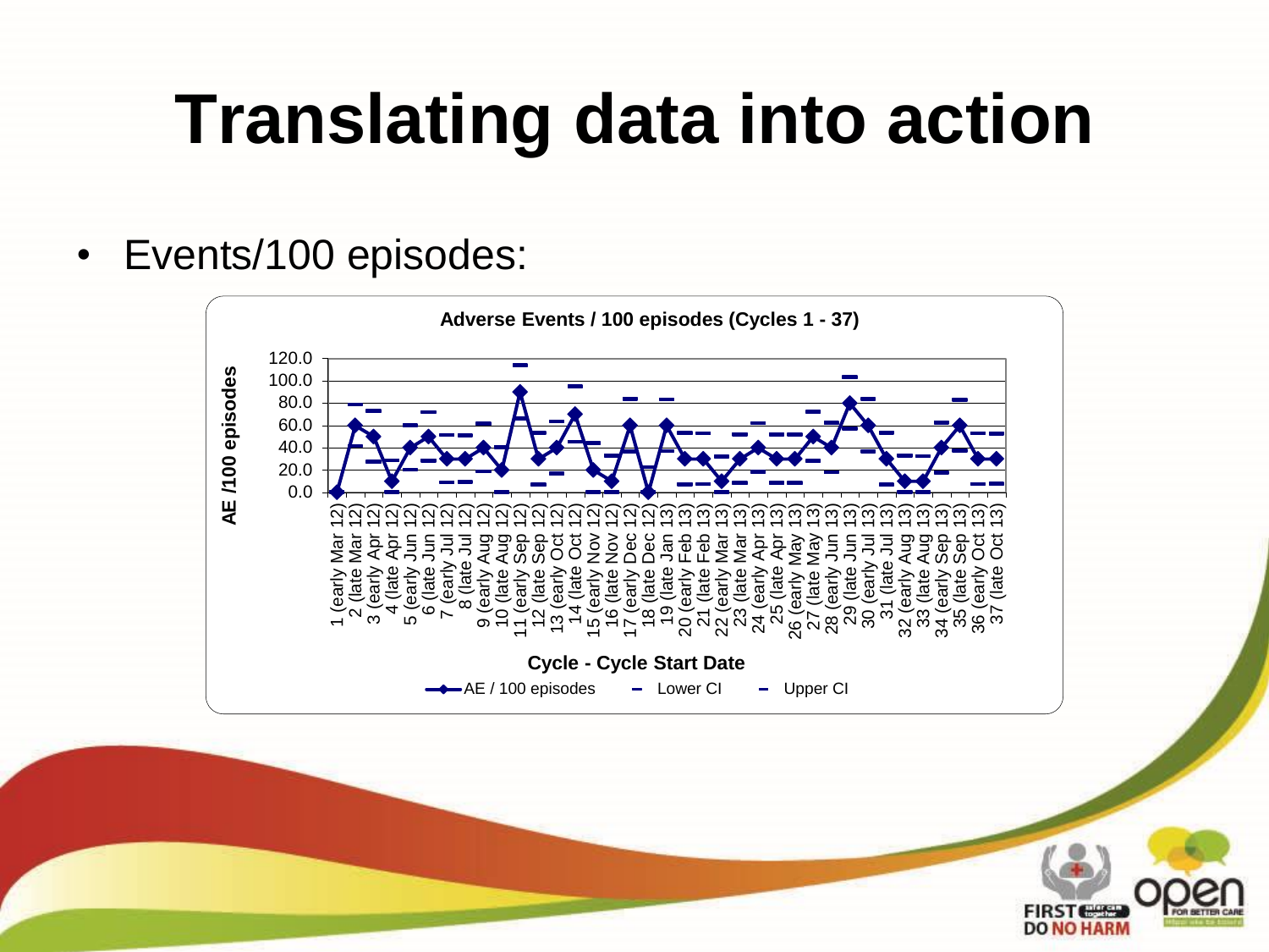# Translating data into action

- Events/100 episodes:

**Adverse Events / 100 episodes (Cycles 1 - 37)**

AE /100 episodes

Cycle - Cycle Start Date

AE / 100 episodes — Lower CI — Upper CI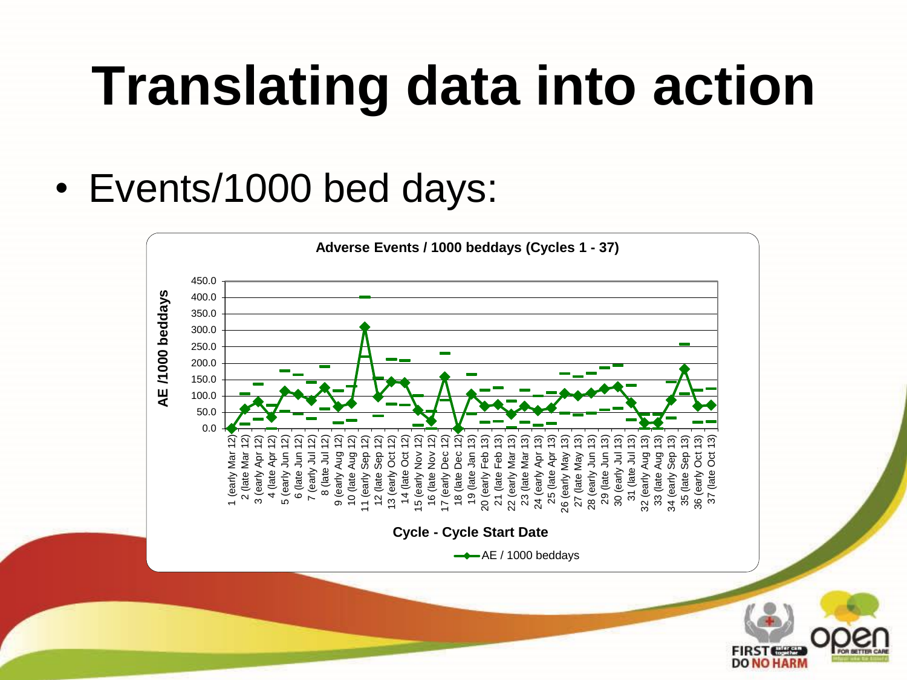# Translating data into action

- Events/1000 bed days:

**Adverse Events / 1000 beddays (Cycles 1 - 37)**

AE /1000 beddays

450.0
400.0
350.0
300.0
250.0
200.0
150.0
100.0
50.0
0.0

1 (early Mar 12)
2 (late Mar 12)
3 (early Apr 12)
4 (late Apr 12)
5 (early Jun 12)
6 (late Jun 12)
7 (early Jul 12)
8 (late Jul 12)
9 (early Aug 12)
10 (late Aug 12)
11 (early Sep 12)
12 (late Sep 12)
13 (early Oct 12)
14 (late Oct 12)
15 (early Nov 12)
16 (late Nov 12)
17 (early Dec 12)
18 (late Dec 12)
19 (late Jan 13)
20 (early Feb 13)
21 (late Feb 13)
22 (early Mar 13)
23 (late Mar 13)
24 (early Apr 13)
25 (late Apr 13)
26 (early May 13)
27 (late May 13)
28 (early Jun 13)
29 (late Jun 13)
30 (early Jul 13)
31 (late Jul 13)
32 (early Aug 13)
33 (late Aug 13)
34 (early Sep 13)
35 (late Sep 13)
36 (early Oct 13)
37 (late Oct 13)

Cycle - Cycle Start Date

AE / 1000 beddays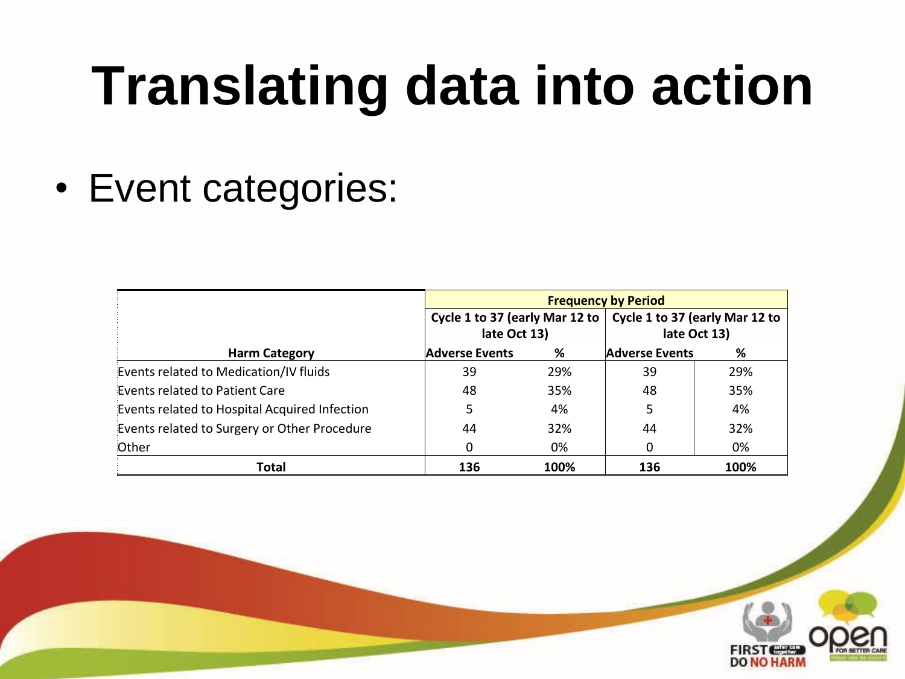# Translating data into action

- Event categories:

| Harm Category | Frequency by Period | | | |
|---|---|---|---|---|
| | Cycle 1 to 37 (early Mar 12 to late Oct 13) | | Cycle 1 to 37 (early Mar 12 to late Oct 13) | |
| | Adverse Events | % | Adverse Events | % |
| Events related to Medication/IV fluids | 39 | 29% | 39 | 29% |
| Events related to Patient Care | 48 | 35% | 48 | 35% |
| Events related to Hospital Acquired Infection | 5 | 4% | 5 | 4% |
| Events related to Surgery or Other Procedure | 44 | 32% | 44 | 32% |
| Other | 0 | 0% | 0 | 0% |
| **Total** | **136** | **100%** | **136** | **100%** |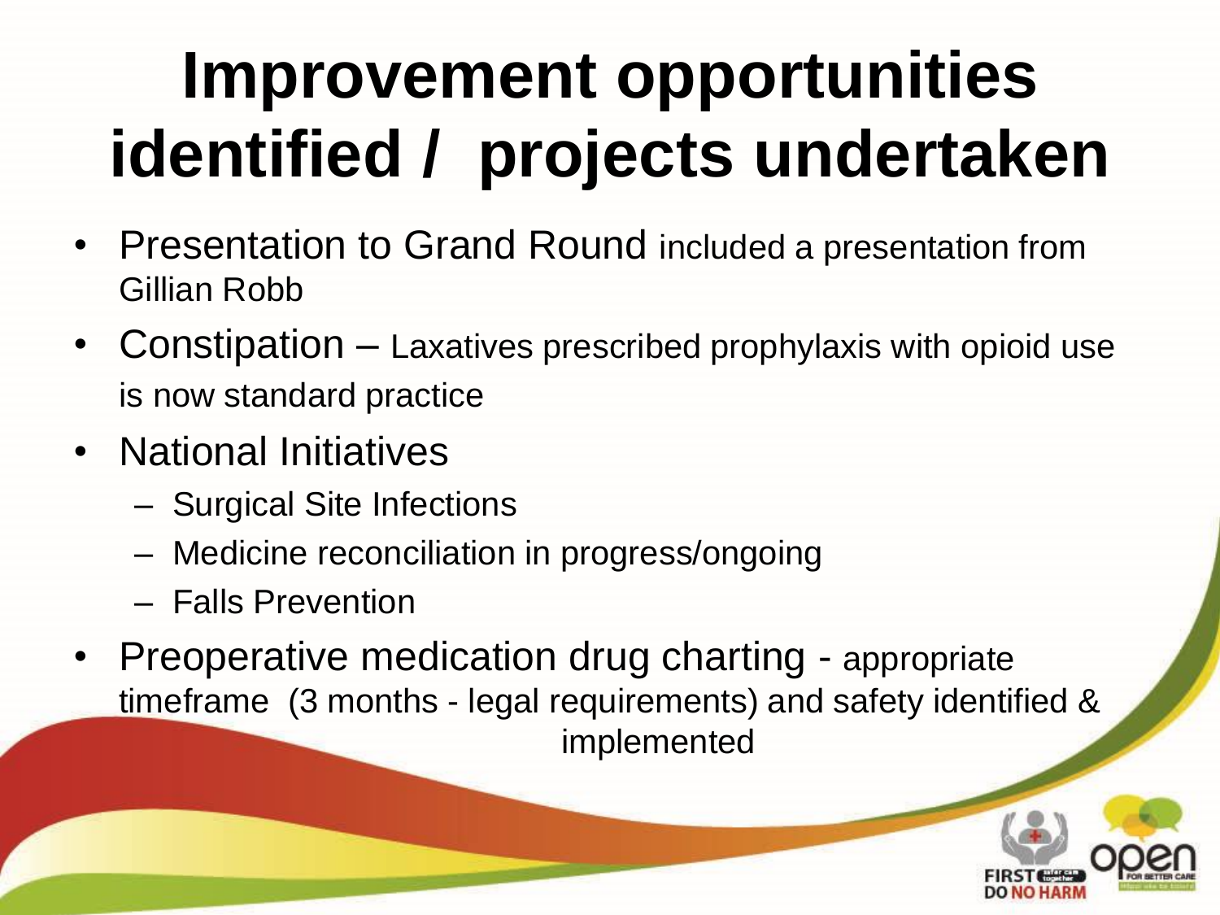# Improvement opportunities identified / projects undertaken

- Presentation to Grand Round included a presentation from Gillian Robb
- Constipation – Laxatives prescribed prophylaxis with opioid use is now standard practice
- National Initiatives
  - Surgical Site Infections
  - Medicine reconciliation in progress/ongoing
  - Falls Prevention
- Preoperative medication drug charting - appropriate timeframe (3 months - legal requirements) and safety identified & implemented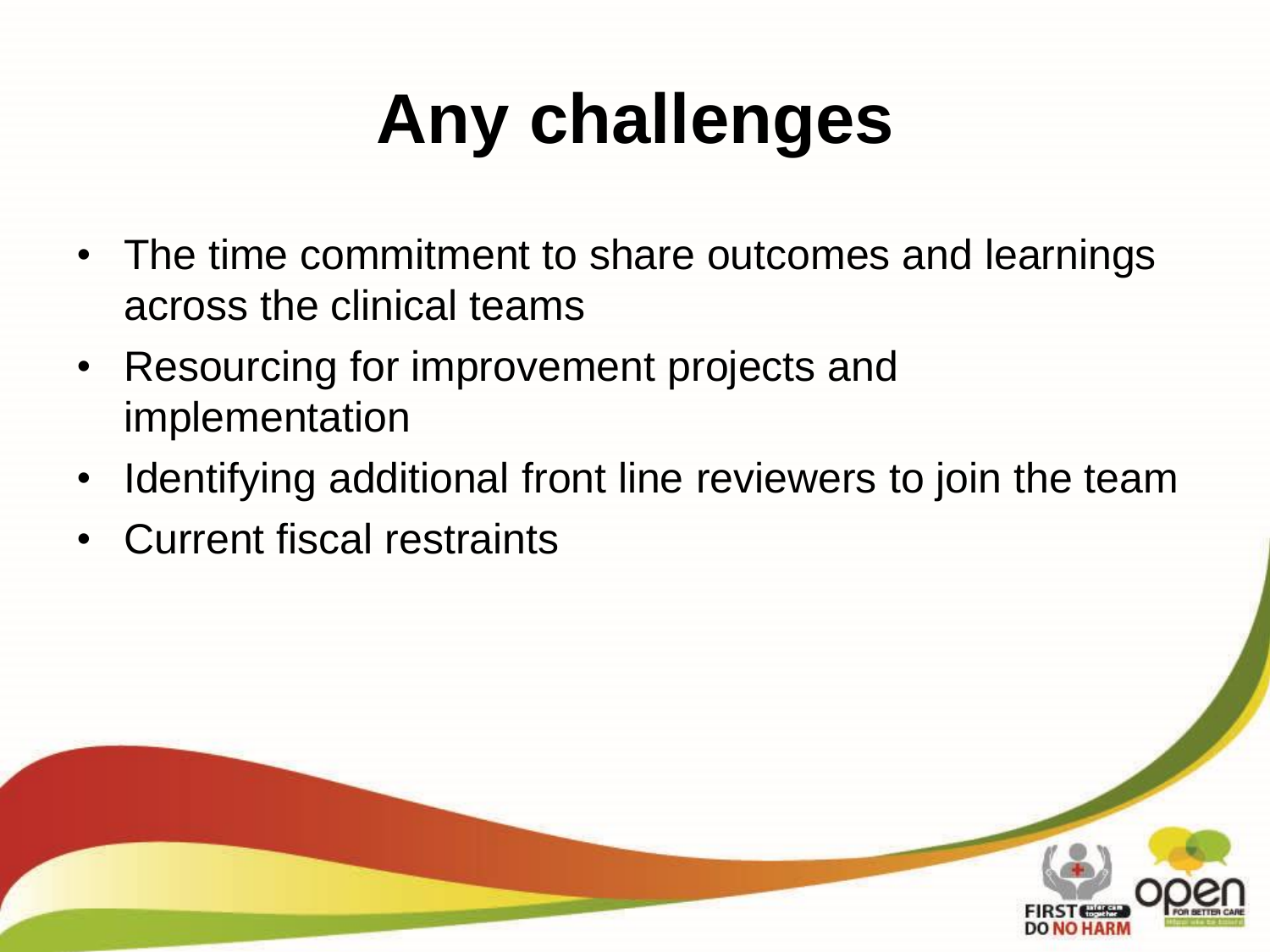# Any challenges

- The time commitment to share outcomes and learnings across the clinical teams
- Resourcing for improvement projects and implementation
- Identifying additional front line reviewers to join the team
- Current fiscal restraints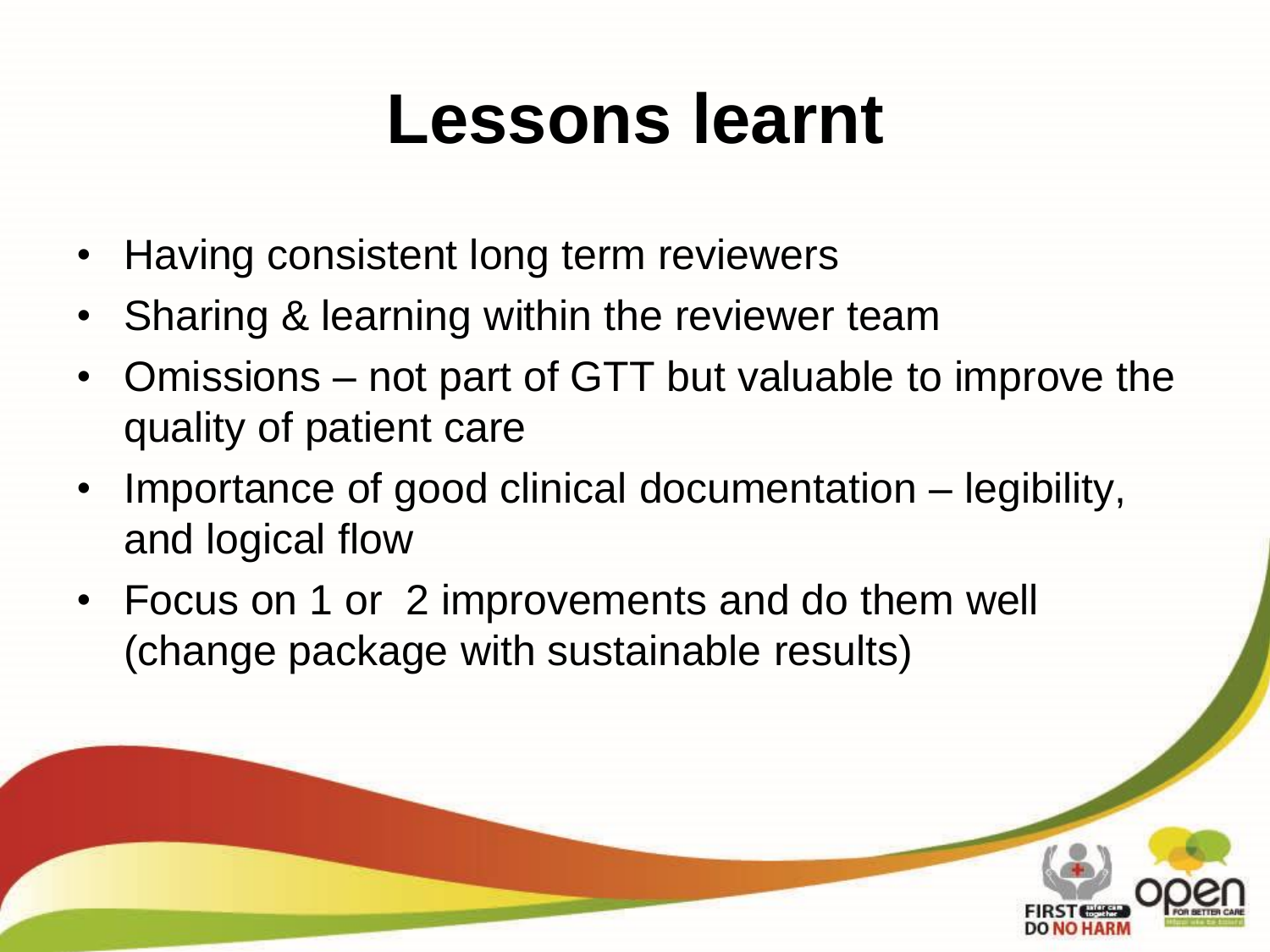# Lessons learnt

- Having consistent long term reviewers
- Sharing & learning within the reviewer team
- Omissions – not part of GTT but valuable to improve the quality of patient care
- Importance of good clinical documentation – legibility, and logical flow
- Focus on 1 or 2 improvements and do them well (change package with sustainable results)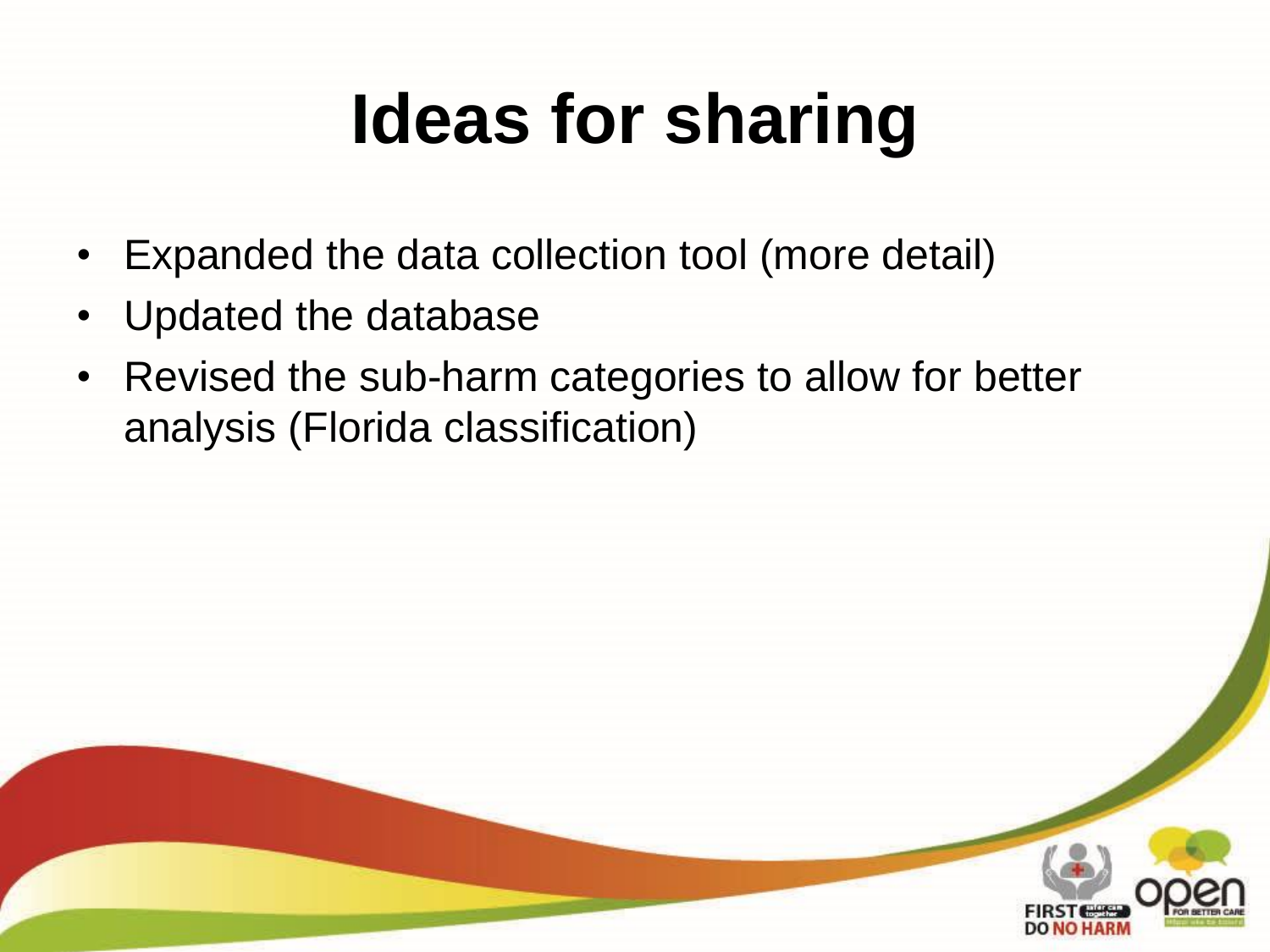# Ideas for sharing

- Expanded the data collection tool (more detail)
- Updated the database
- Revised the sub-harm categories to allow for better analysis (Florida classification)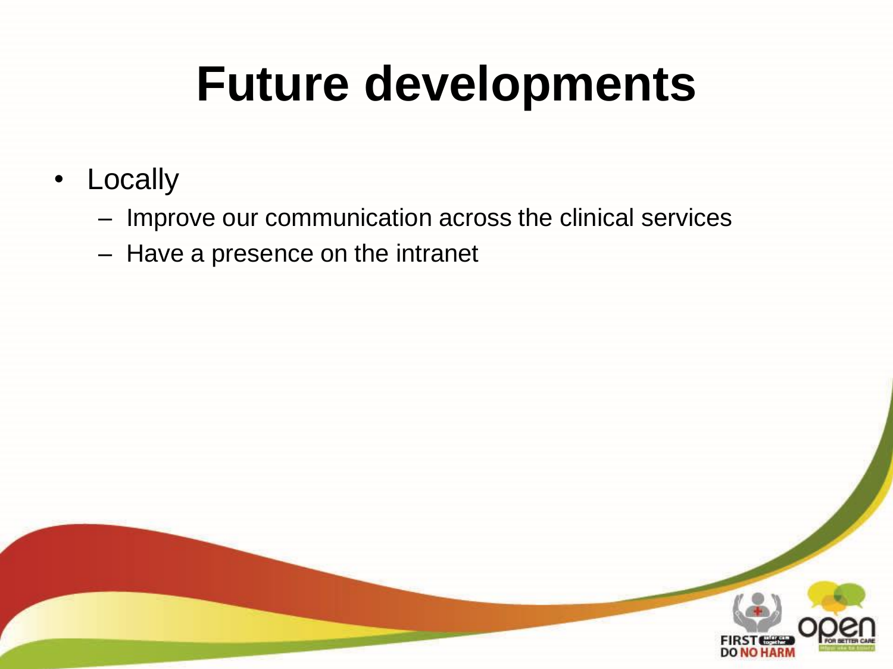# Future developments

- Locally
  - Improve our communication across the clinical services
  - Have a presence on the intranet